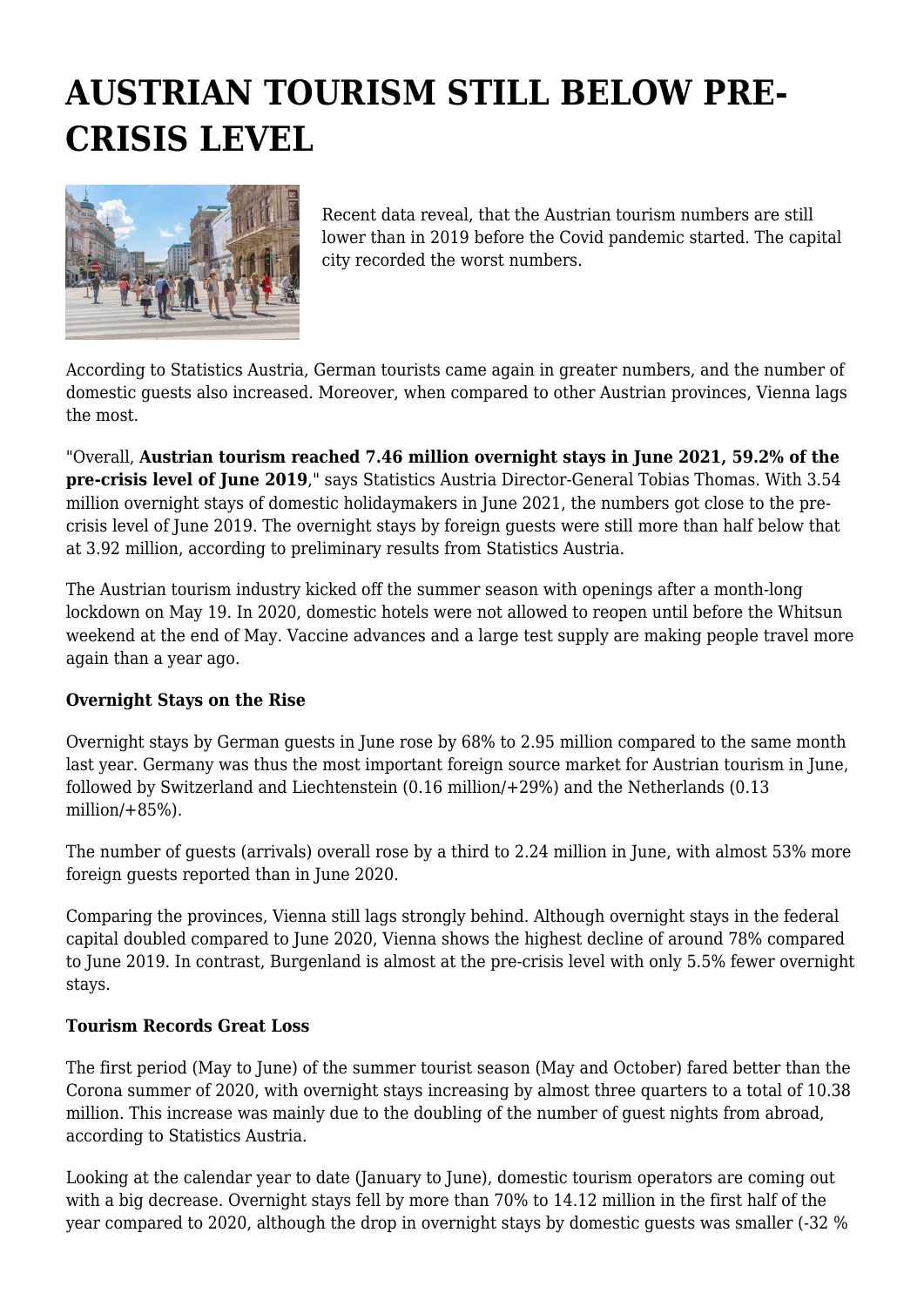# AUSTRIAN TOURISM STILL BELOW PRE-CRISIS LEVEL

Recent data reveal, that the Austrian tourism numbers are still lower than in 2019 before the Covid pandemic started. The capital city recorded the worst numbers.

According to Statistics Austria, German tourists came again in greater numbers, and the number of domestic guests also increased. Moreover, when compared to other Austrian provinces, Vienna lags the most.

"Overall, **Austrian tourism reached 7.46 million overnight stays in June 2021, 59.2% of the pre-crisis level of June 2019**," says Statistics Austria Director-General Tobias Thomas. With 3.54 million overnight stays of domestic holidaymakers in June 2021, the numbers got close to the pre-crisis level of June 2019. The overnight stays by foreign guests were still more than half below that at 3.92 million, according to preliminary results from Statistics Austria.

The Austrian tourism industry kicked off the summer season with openings after a month-long lockdown on May 19. In 2020, domestic hotels were not allowed to reopen until before the Whitsun weekend at the end of May. Vaccine advances and a large test supply are making people travel more again than a year ago.

**Overnight Stays on the Rise**

Overnight stays by German guests in June rose by 68% to 2.95 million compared to the same month last year. Germany was thus the most important foreign source market for Austrian tourism in June, followed by Switzerland and Liechtenstein (0.16 million/+29%) and the Netherlands (0.13 million/+85%).

The number of guests (arrivals) overall rose by a third to 2.24 million in June, with almost 53% more foreign guests reported than in June 2020.

Comparing the provinces, Vienna still lags strongly behind. Although overnight stays in the federal capital doubled compared to June 2020, Vienna shows the highest decline of around 78% compared to June 2019. In contrast, Burgenland is almost at the pre-crisis level with only 5.5% fewer overnight stays.

**Tourism Records Great Loss**

The first period (May to June) of the summer tourist season (May and October) fared better than the Corona summer of 2020, with overnight stays increasing by almost three quarters to a total of 10.38 million. This increase was mainly due to the doubling of the number of guest nights from abroad, according to Statistics Austria.

Looking at the calendar year to date (January to June), domestic tourism operators are coming out with a big decrease. Overnight stays fell by more than 70% to 14.12 million in the first half of the year compared to 2020, although the drop in overnight stays by domestic guests was smaller (-32 %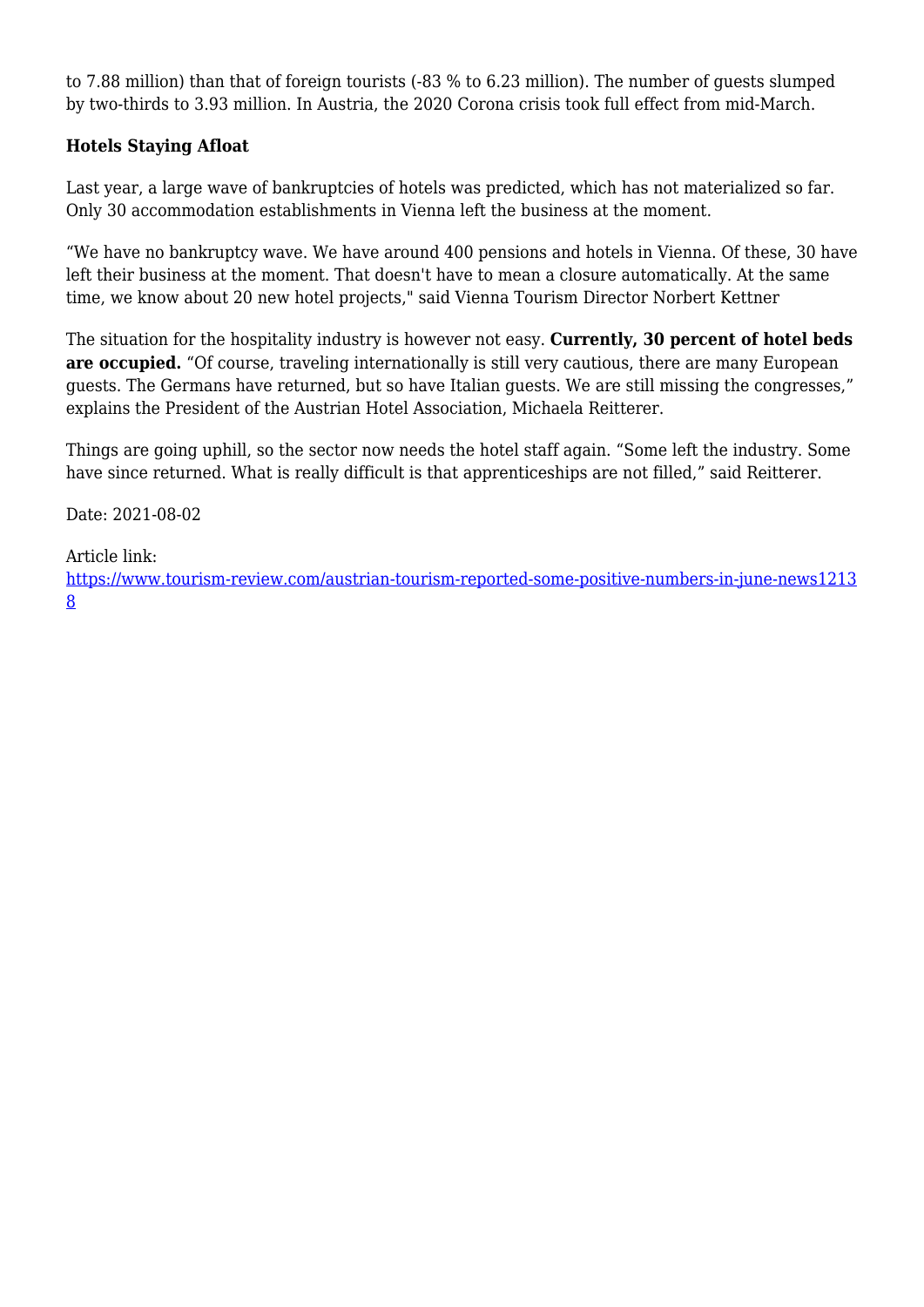to 7.88 million) than that of foreign tourists (-83 % to 6.23 million). The number of guests slumped by two-thirds to 3.93 million. In Austria, the 2020 Corona crisis took full effect from mid-March.

### Hotels Staying Afloat

Last year, a large wave of bankruptcies of hotels was predicted, which has not materialized so far. Only 30 accommodation establishments in Vienna left the business at the moment.

“We have no bankruptcy wave. We have around 400 pensions and hotels in Vienna. Of these, 30 have left their business at the moment. That doesn't have to mean a closure automatically. At the same time, we know about 20 new hotel projects," said Vienna Tourism Director Norbert Kettner

The situation for the hospitality industry is however not easy. **Currently, 30 percent of hotel beds are occupied.** “Of course, traveling internationally is still very cautious, there are many European guests. The Germans have returned, but so have Italian guests. We are still missing the congresses,” explains the President of the Austrian Hotel Association, Michaela Reitterer.

Things are going uphill, so the sector now needs the hotel staff again. “Some left the industry. Some have since returned. What is really difficult is that apprenticeships are not filled,” said Reitterer.

Date: 2021-08-02

Article link:
https://www.tourism-review.com/austrian-tourism-reported-some-positive-numbers-in-june-news12138